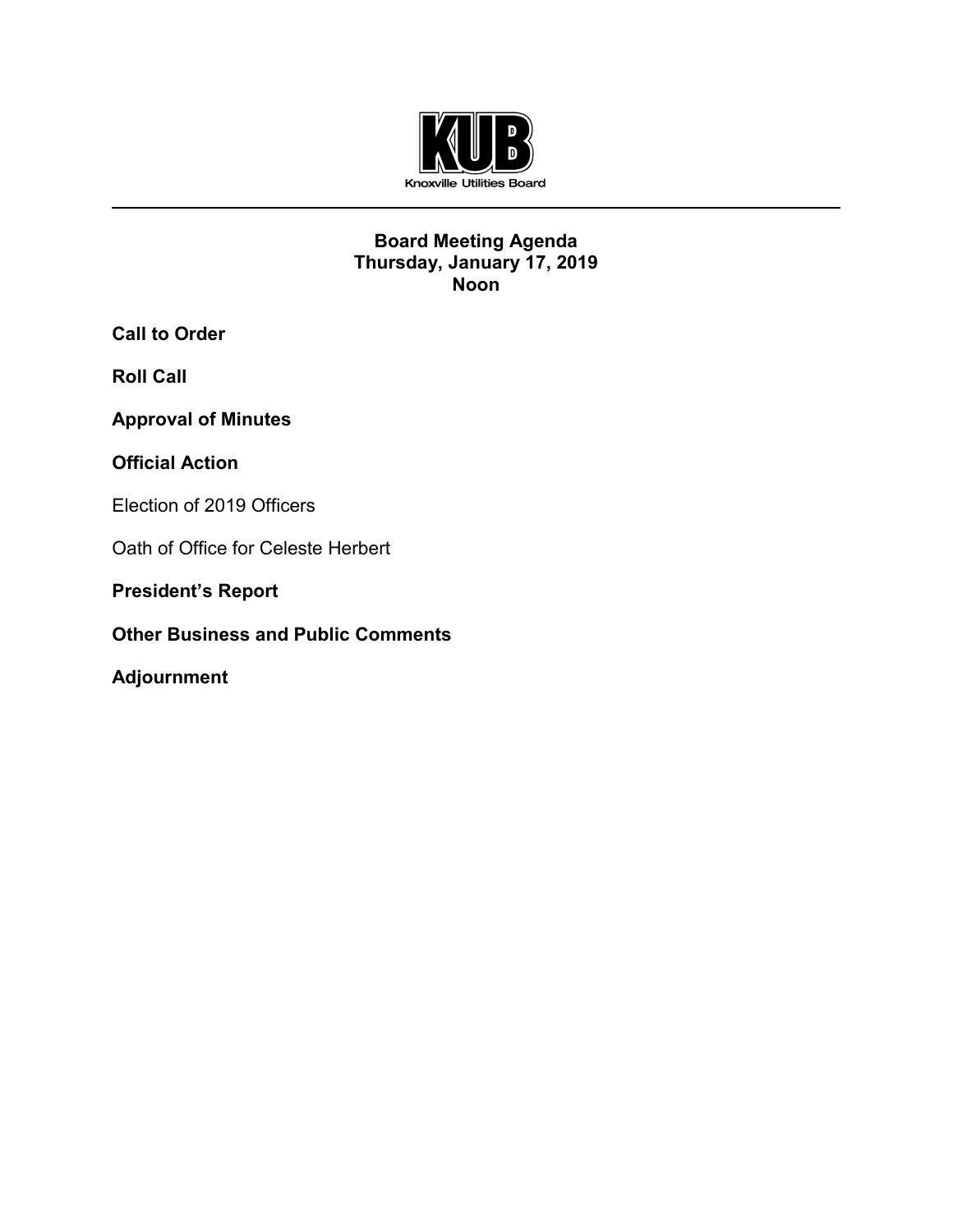Knoxville Utilities Board

# Board Meeting Agenda
## Thursday, January 17, 2019
## Noon

**Call to Order**

**Roll Call**

**Approval of Minutes**

**Official Action**

Election of 2019 Officers

Oath of Office for Celeste Herbert

**President's Report**

**Other Business and Public Comments**

**Adjournment**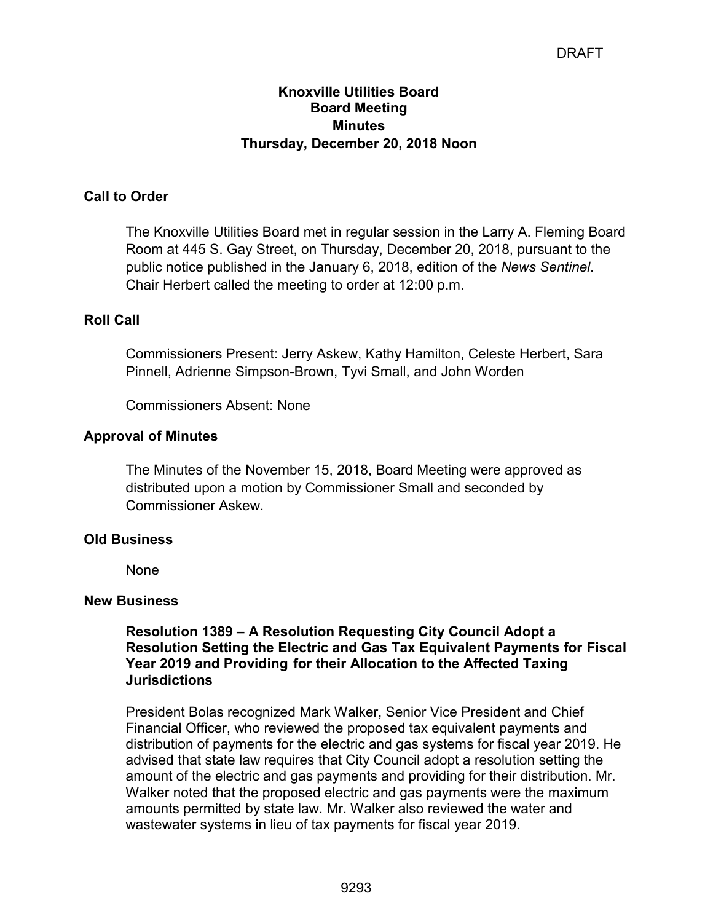DRAFT

# Knoxville Utilities Board
## Board Meeting
## Minutes
## Thursday, December 20, 2018 Noon

### Call to Order

The Knoxville Utilities Board met in regular session in the Larry A. Fleming Board Room at 445 S. Gay Street, on Thursday, December 20, 2018, pursuant to the public notice published in the January 6, 2018, edition of the *News Sentinel*. Chair Herbert called the meeting to order at 12:00 p.m.

### Roll Call

Commissioners Present: Jerry Askew, Kathy Hamilton, Celeste Herbert, Sara Pinnell, Adrienne Simpson-Brown, Tyvi Small, and John Worden

Commissioners Absent: None

### Approval of Minutes

The Minutes of the November 15, 2018, Board Meeting were approved as distributed upon a motion by Commissioner Small and seconded by Commissioner Askew.

### Old Business

None

### New Business

**Resolution 1389 – A Resolution Requesting City Council Adopt a Resolution Setting the Electric and Gas Tax Equivalent Payments for Fiscal Year 2019 and Providing for their Allocation to the Affected Taxing Jurisdictions**

President Bolas recognized Mark Walker, Senior Vice President and Chief Financial Officer, who reviewed the proposed tax equivalent payments and distribution of payments for the electric and gas systems for fiscal year 2019. He advised that state law requires that City Council adopt a resolution setting the amount of the electric and gas payments and providing for their distribution. Mr. Walker noted that the proposed electric and gas payments were the maximum amounts permitted by state law. Mr. Walker also reviewed the water and wastewater systems in lieu of tax payments for fiscal year 2019.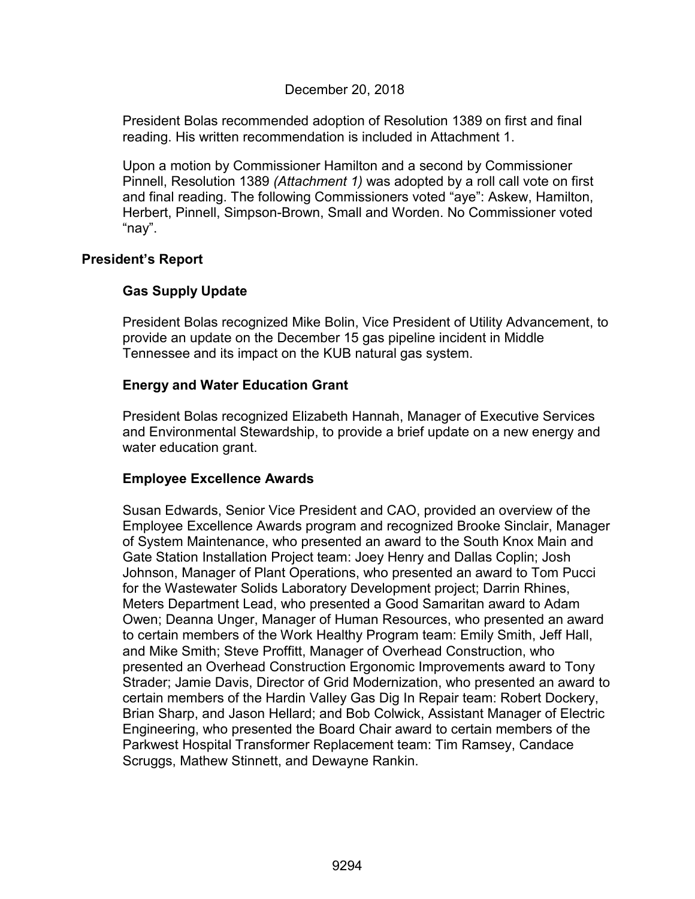December 20, 2018

President Bolas recommended adoption of Resolution 1389 on first and final reading. His written recommendation is included in Attachment 1.

Upon a motion by Commissioner Hamilton and a second by Commissioner Pinnell, Resolution 1389 *(Attachment 1)* was adopted by a roll call vote on first and final reading. The following Commissioners voted "aye": Askew, Hamilton, Herbert, Pinnell, Simpson-Brown, Small and Worden. No Commissioner voted "nay".

## President's Report

### Gas Supply Update

President Bolas recognized Mike Bolin, Vice President of Utility Advancement, to provide an update on the December 15 gas pipeline incident in Middle Tennessee and its impact on the KUB natural gas system.

### Energy and Water Education Grant

President Bolas recognized Elizabeth Hannah, Manager of Executive Services and Environmental Stewardship, to provide a brief update on a new energy and water education grant.

### Employee Excellence Awards

Susan Edwards, Senior Vice President and CAO, provided an overview of the Employee Excellence Awards program and recognized Brooke Sinclair, Manager of System Maintenance, who presented an award to the South Knox Main and Gate Station Installation Project team: Joey Henry and Dallas Coplin; Josh Johnson, Manager of Plant Operations, who presented an award to Tom Pucci for the Wastewater Solids Laboratory Development project; Darrin Rhines, Meters Department Lead, who presented a Good Samaritan award to Adam Owen; Deanna Unger, Manager of Human Resources, who presented an award to certain members of the Work Healthy Program team: Emily Smith, Jeff Hall, and Mike Smith; Steve Proffitt, Manager of Overhead Construction, who presented an Overhead Construction Ergonomic Improvements award to Tony Strader; Jamie Davis, Director of Grid Modernization, who presented an award to certain members of the Hardin Valley Gas Dig In Repair team: Robert Dockery, Brian Sharp, and Jason Hellard; and Bob Colwick, Assistant Manager of Electric Engineering, who presented the Board Chair award to certain members of the Parkwest Hospital Transformer Replacement team: Tim Ramsey, Candace Scruggs, Mathew Stinnett, and Dewayne Rankin.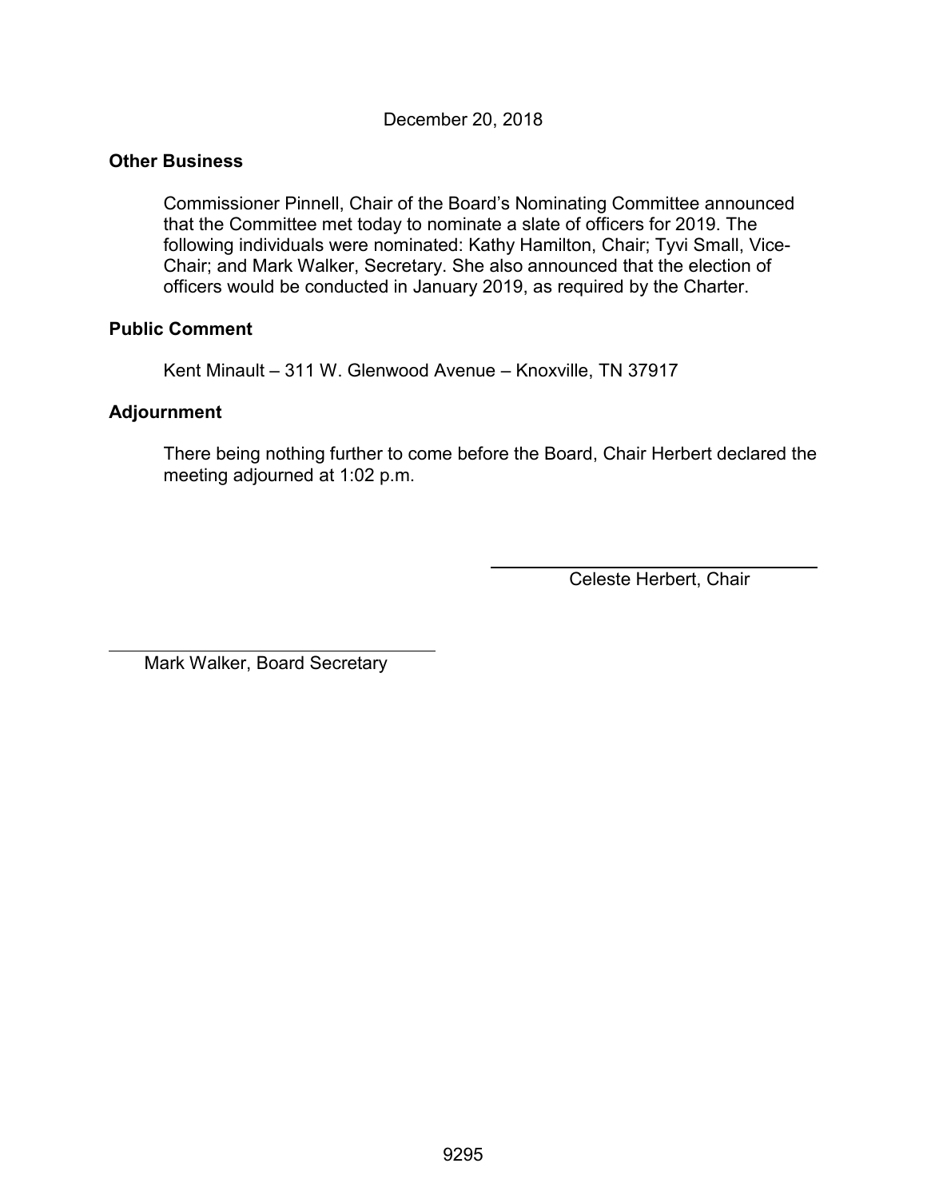December 20, 2018

**Other Business**

Commissioner Pinnell, Chair of the Board's Nominating Committee announced that the Committee met today to nominate a slate of officers for 2019. The following individuals were nominated: Kathy Hamilton, Chair; Tyvi Small, Vice-Chair; and Mark Walker, Secretary. She also announced that the election of officers would be conducted in January 2019, as required by the Charter.

**Public Comment**

Kent Minault – 311 W. Glenwood Avenue – Knoxville, TN 37917

**Adjournment**

There being nothing further to come before the Board, Chair Herbert declared the meeting adjourned at 1:02 p.m.

\_\_\_\_\_\_\_\_\_\_\_\_\_\_\_\_\_\_\_\_\_\_\_\_\_\_\_\_\_\_
Celeste Herbert, Chair

\_\_\_\_\_\_\_\_\_\_\_\_\_\_\_\_\_\_\_\_\_\_\_\_\_\_\_\_\_\_
Mark Walker, Board Secretary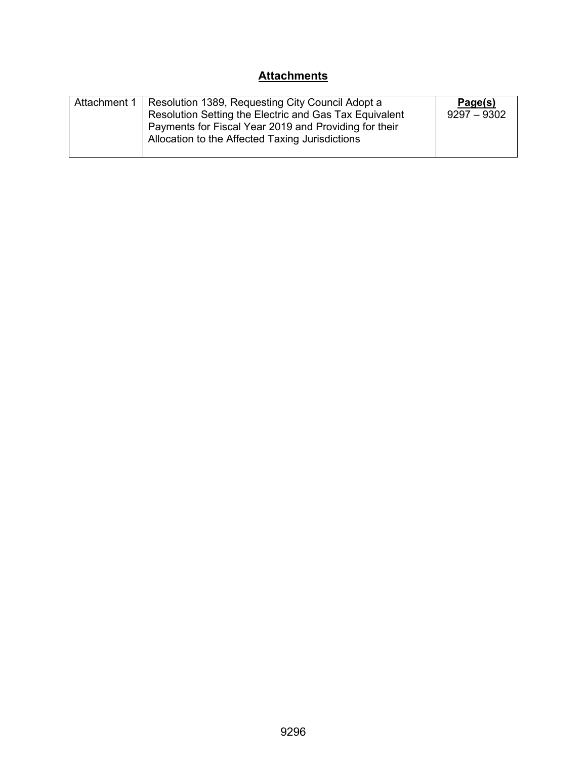## **Attachments**

| | | |
|---|---|---|
| Attachment 1 | Resolution 1389, Requesting City Council Adopt a Resolution Setting the Electric and Gas Tax Equivalent Payments for Fiscal Year 2019 and Providing for their Allocation to the Affected Taxing Jurisdictions | **Page(s)**<br>9297 – 9302 |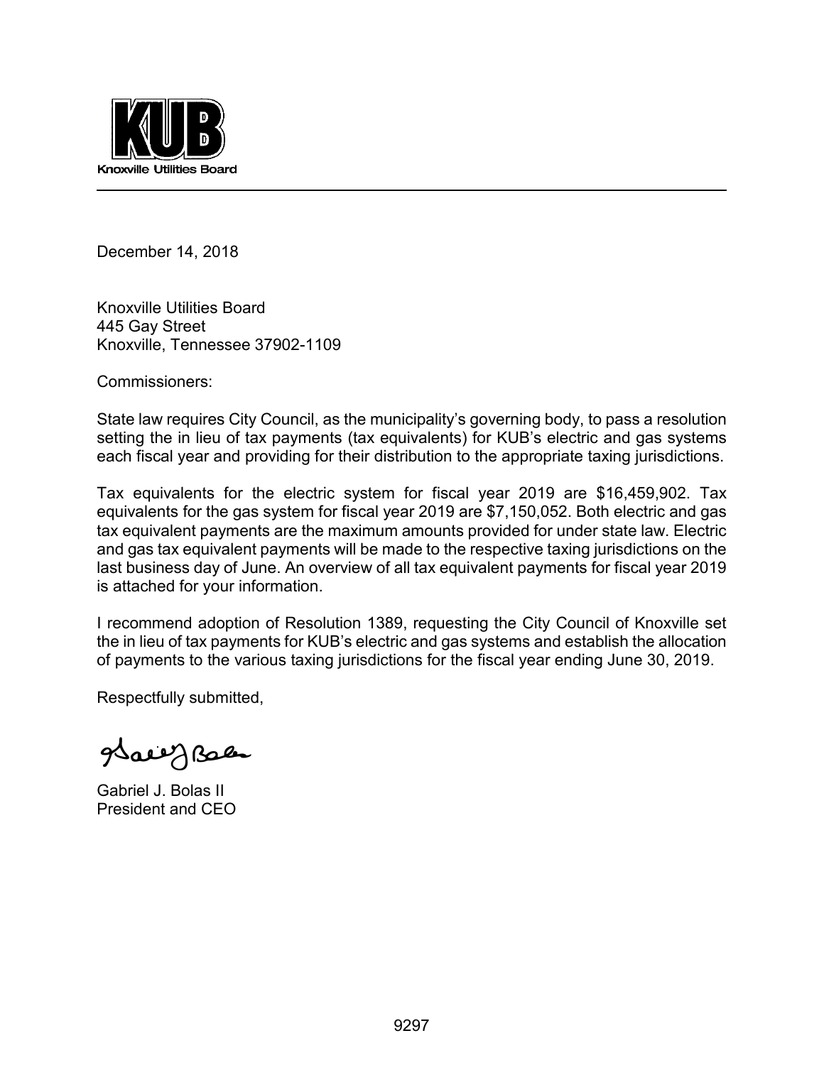KUB

Knoxville Utilities Board

December 14, 2018

Knoxville Utilities Board
445 Gay Street
Knoxville, Tennessee 37902-1109

Commissioners:

State law requires City Council, as the municipality's governing body, to pass a resolution setting the in lieu of tax payments (tax equivalents) for KUB's electric and gas systems each fiscal year and providing for their distribution to the appropriate taxing jurisdictions.

Tax equivalents for the electric system for fiscal year 2019 are $16,459,902. Tax equivalents for the gas system for fiscal year 2019 are $7,150,052. Both electric and gas tax equivalent payments are the maximum amounts provided for under state law. Electric and gas tax equivalent payments will be made to the respective taxing jurisdictions on the last business day of June. An overview of all tax equivalent payments for fiscal year 2019 is attached for your information.

I recommend adoption of Resolution 1389, requesting the City Council of Knoxville set the in lieu of tax payments for KUB's electric and gas systems and establish the allocation of payments to the various taxing jurisdictions for the fiscal year ending June 30, 2019.

Respectfully submitted,

Gabriel J. Bolas II
President and CEO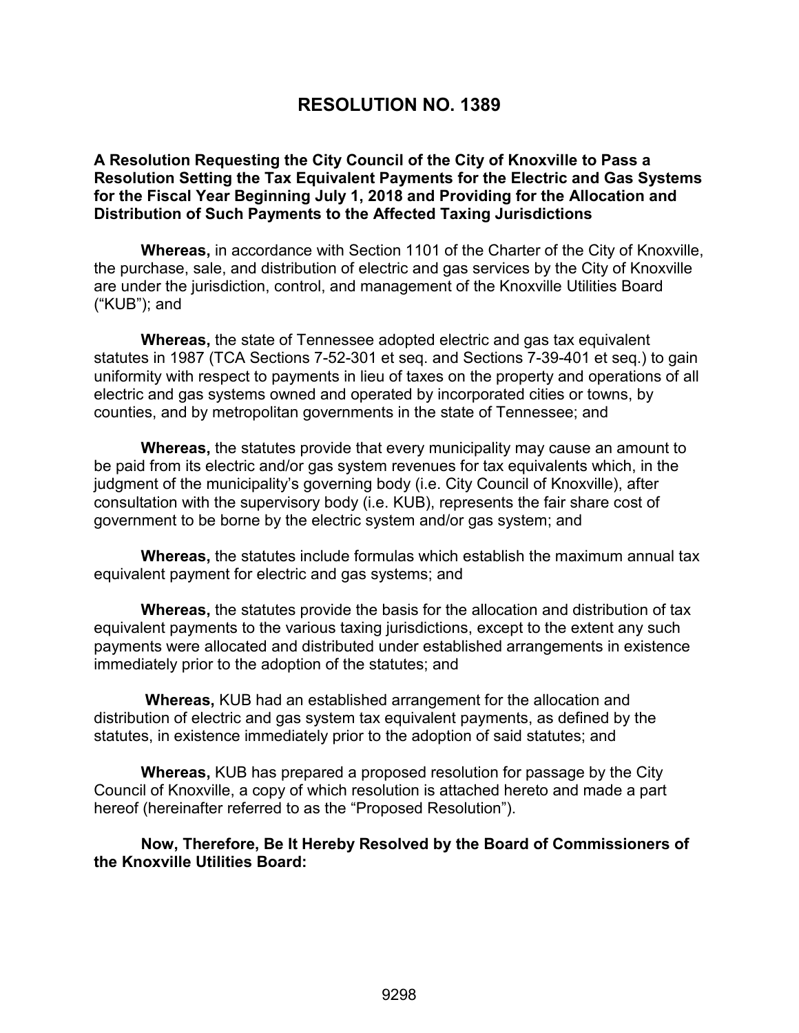# RESOLUTION NO. 1389

**A Resolution Requesting the City Council of the City of Knoxville to Pass a Resolution Setting the Tax Equivalent Payments for the Electric and Gas Systems for the Fiscal Year Beginning July 1, 2018 and Providing for the Allocation and Distribution of Such Payments to the Affected Taxing Jurisdictions**

**Whereas,** in accordance with Section 1101 of the Charter of the City of Knoxville, the purchase, sale, and distribution of electric and gas services by the City of Knoxville are under the jurisdiction, control, and management of the Knoxville Utilities Board ("KUB"); and

**Whereas,** the state of Tennessee adopted electric and gas tax equivalent statutes in 1987 (TCA Sections 7-52-301 et seq. and Sections 7-39-401 et seq.) to gain uniformity with respect to payments in lieu of taxes on the property and operations of all electric and gas systems owned and operated by incorporated cities or towns, by counties, and by metropolitan governments in the state of Tennessee; and

**Whereas,** the statutes provide that every municipality may cause an amount to be paid from its electric and/or gas system revenues for tax equivalents which, in the judgment of the municipality's governing body (i.e. City Council of Knoxville), after consultation with the supervisory body (i.e. KUB), represents the fair share cost of government to be borne by the electric system and/or gas system; and

**Whereas,** the statutes include formulas which establish the maximum annual tax equivalent payment for electric and gas systems; and

**Whereas,** the statutes provide the basis for the allocation and distribution of tax equivalent payments to the various taxing jurisdictions, except to the extent any such payments were allocated and distributed under established arrangements in existence immediately prior to the adoption of the statutes; and

**Whereas,** KUB had an established arrangement for the allocation and distribution of electric and gas system tax equivalent payments, as defined by the statutes, in existence immediately prior to the adoption of said statutes; and

**Whereas,** KUB has prepared a proposed resolution for passage by the City Council of Knoxville, a copy of which resolution is attached hereto and made a part hereof (hereinafter referred to as the "Proposed Resolution").

**Now, Therefore, Be It Hereby Resolved by the Board of Commissioners of the Knoxville Utilities Board:**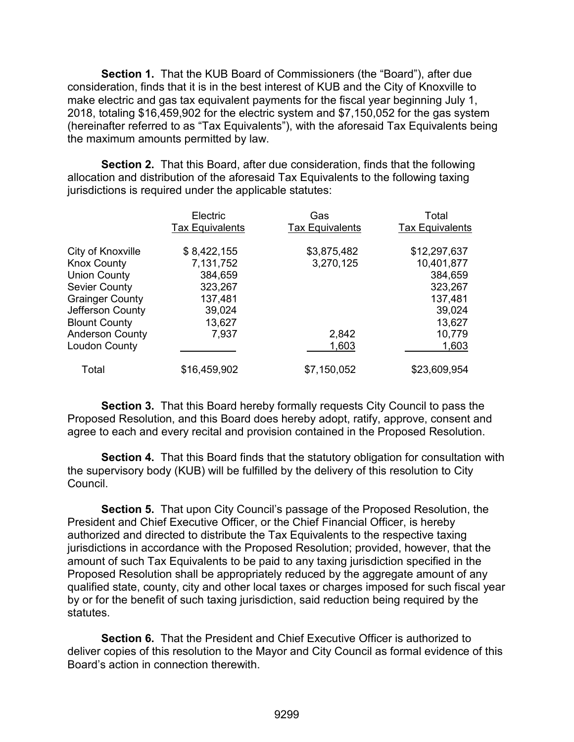**Section 1.** That the KUB Board of Commissioners (the "Board"), after due consideration, finds that it is in the best interest of KUB and the City of Knoxville to make electric and gas tax equivalent payments for the fiscal year beginning July 1, 2018, totaling $16,459,902 for the electric system and $7,150,052 for the gas system (hereinafter referred to as "Tax Equivalents"), with the aforesaid Tax Equivalents being the maximum amounts permitted by law.

**Section 2.** That this Board, after due consideration, finds that the following allocation and distribution of the aforesaid Tax Equivalents to the following taxing jurisdictions is required under the applicable statutes:

| | Electric Tax Equivalents | Gas Tax Equivalents | Total Tax Equivalents |
|---|---|---|---|
| City of Knoxville | $ 8,422,155 | $3,875,482 | $12,297,637 |
| Knox County | 7,131,752 | 3,270,125 | 10,401,877 |
| Union County | 384,659 | | 384,659 |
| Sevier County | 323,267 | | 323,267 |
| Grainger County | 137,481 | | 137,481 |
| Jefferson County | 39,024 | | 39,024 |
| Blount County | 13,627 | | 13,627 |
| Anderson County | 7,937 | 2,842 | 10,779 |
| Loudon County | | 1,603 | 1,603 |
| Total | $16,459,902 | $7,150,052 | $23,609,954 |

**Section 3.** That this Board hereby formally requests City Council to pass the Proposed Resolution, and this Board does hereby adopt, ratify, approve, consent and agree to each and every recital and provision contained in the Proposed Resolution.

**Section 4.** That this Board finds that the statutory obligation for consultation with the supervisory body (KUB) will be fulfilled by the delivery of this resolution to City Council.

**Section 5.** That upon City Council's passage of the Proposed Resolution, the President and Chief Executive Officer, or the Chief Financial Officer, is hereby authorized and directed to distribute the Tax Equivalents to the respective taxing jurisdictions in accordance with the Proposed Resolution; provided, however, that the amount of such Tax Equivalents to be paid to any taxing jurisdiction specified in the Proposed Resolution shall be appropriately reduced by the aggregate amount of any qualified state, county, city and other local taxes or charges imposed for such fiscal year by or for the benefit of such taxing jurisdiction, said reduction being required by the statutes.

**Section 6.** That the President and Chief Executive Officer is authorized to deliver copies of this resolution to the Mayor and City Council as formal evidence of this Board's action in connection therewith.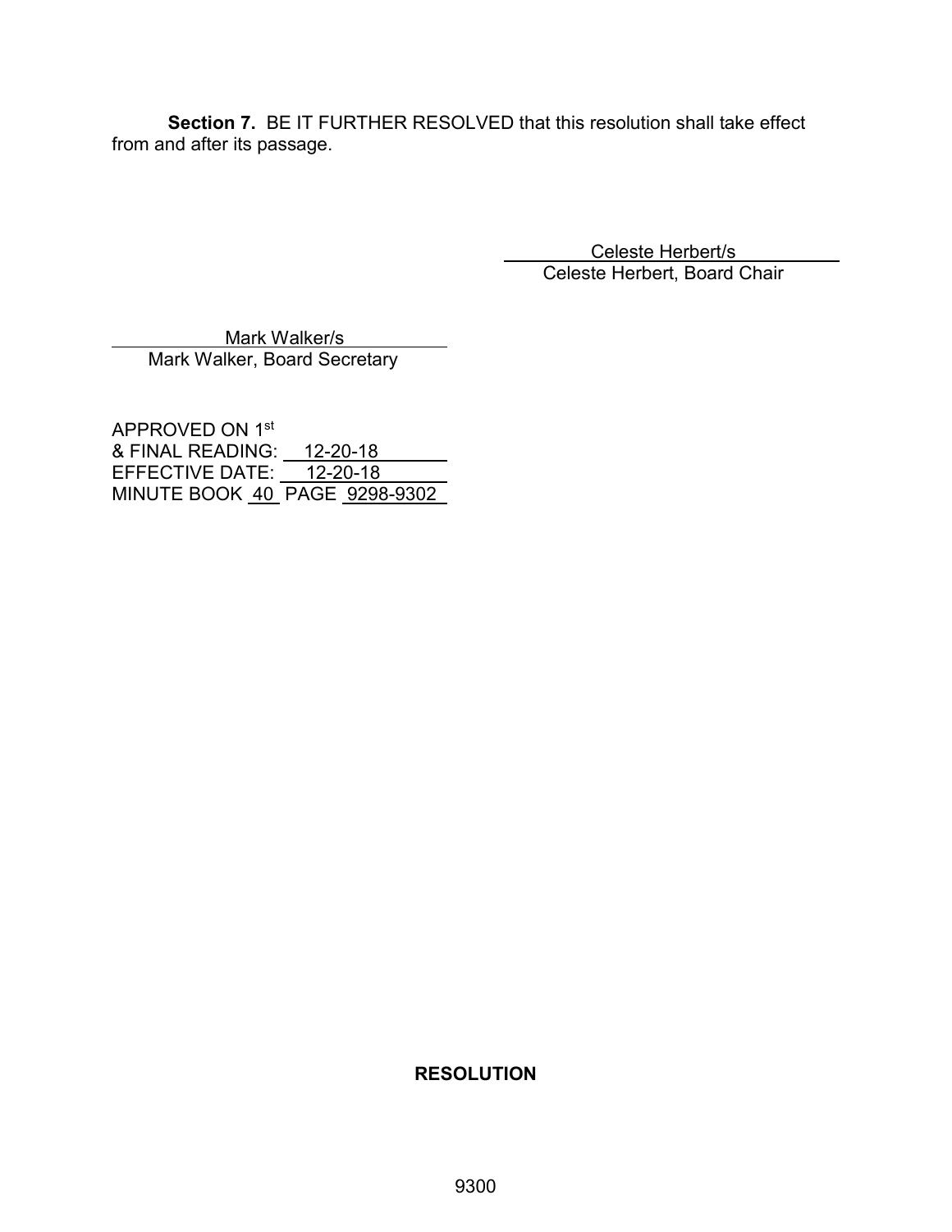**Section 7.** BE IT FURTHER RESOLVED that this resolution shall take effect from and after its passage.

Celeste Herbert/s
Celeste Herbert, Board Chair

Mark Walker/s
Mark Walker, Board Secretary

APPROVED ON 1st
& FINAL READING: 12-20-18
EFFECTIVE DATE: 12-20-18
MINUTE BOOK 40 PAGE 9298-9302

**RESOLUTION**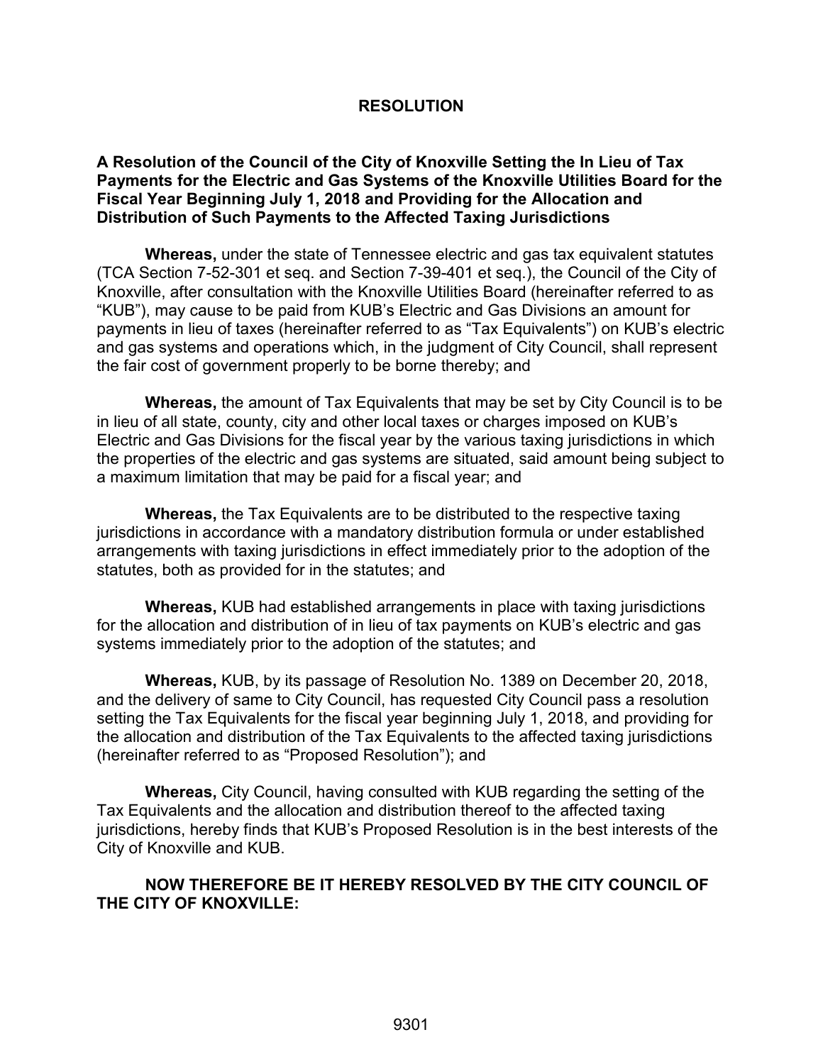# RESOLUTION

**A Resolution of the Council of the City of Knoxville Setting the In Lieu of Tax Payments for the Electric and Gas Systems of the Knoxville Utilities Board for the Fiscal Year Beginning July 1, 2018 and Providing for the Allocation and Distribution of Such Payments to the Affected Taxing Jurisdictions**

**Whereas,** under the state of Tennessee electric and gas tax equivalent statutes (TCA Section 7-52-301 et seq. and Section 7-39-401 et seq.), the Council of the City of Knoxville, after consultation with the Knoxville Utilities Board (hereinafter referred to as "KUB"), may cause to be paid from KUB's Electric and Gas Divisions an amount for payments in lieu of taxes (hereinafter referred to as "Tax Equivalents") on KUB's electric and gas systems and operations which, in the judgment of City Council, shall represent the fair cost of government properly to be borne thereby; and

**Whereas,** the amount of Tax Equivalents that may be set by City Council is to be in lieu of all state, county, city and other local taxes or charges imposed on KUB's Electric and Gas Divisions for the fiscal year by the various taxing jurisdictions in which the properties of the electric and gas systems are situated, said amount being subject to a maximum limitation that may be paid for a fiscal year; and

**Whereas,** the Tax Equivalents are to be distributed to the respective taxing jurisdictions in accordance with a mandatory distribution formula or under established arrangements with taxing jurisdictions in effect immediately prior to the adoption of the statutes, both as provided for in the statutes; and

**Whereas,** KUB had established arrangements in place with taxing jurisdictions for the allocation and distribution of in lieu of tax payments on KUB's electric and gas systems immediately prior to the adoption of the statutes; and

**Whereas,** KUB, by its passage of Resolution No. 1389 on December 20, 2018, and the delivery of same to City Council, has requested City Council pass a resolution setting the Tax Equivalents for the fiscal year beginning July 1, 2018, and providing for the allocation and distribution of the Tax Equivalents to the affected taxing jurisdictions (hereinafter referred to as "Proposed Resolution"); and

**Whereas,** City Council, having consulted with KUB regarding the setting of the Tax Equivalents and the allocation and distribution thereof to the affected taxing jurisdictions, hereby finds that KUB's Proposed Resolution is in the best interests of the City of Knoxville and KUB.

**NOW THEREFORE BE IT HEREBY RESOLVED BY THE CITY COUNCIL OF THE CITY OF KNOXVILLE:**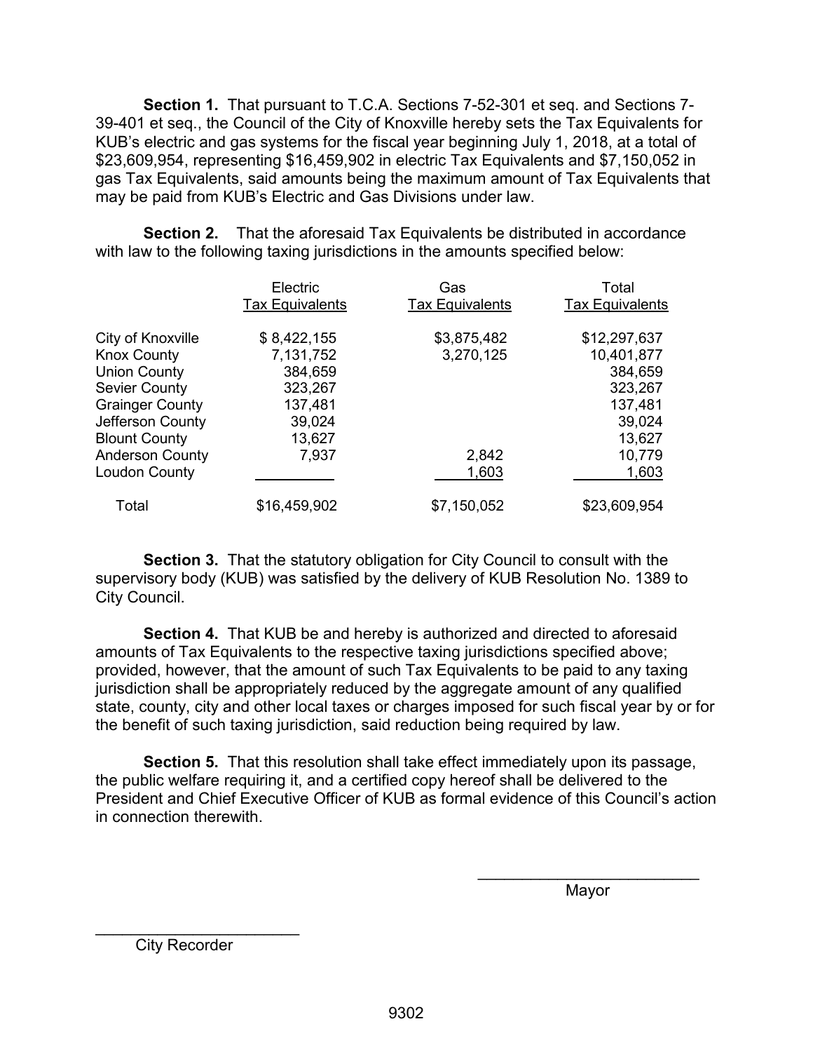**Section 1.** That pursuant to T.C.A. Sections 7-52-301 et seq. and Sections 7-39-401 et seq., the Council of the City of Knoxville hereby sets the Tax Equivalents for KUB's electric and gas systems for the fiscal year beginning July 1, 2018, at a total of $23,609,954, representing $16,459,902 in electric Tax Equivalents and $7,150,052 in gas Tax Equivalents, said amounts being the maximum amount of Tax Equivalents that may be paid from KUB's Electric and Gas Divisions under law.

**Section 2.** That the aforesaid Tax Equivalents be distributed in accordance with law to the following taxing jurisdictions in the amounts specified below:

| | Electric Tax Equivalents | Gas Tax Equivalents | Total Tax Equivalents |
|---|---|---|---|
| City of Knoxville | $ 8,422,155 | $3,875,482 | $12,297,637 |
| Knox County | 7,131,752 | 3,270,125 | 10,401,877 |
| Union County | 384,659 | | 384,659 |
| Sevier County | 323,267 | | 323,267 |
| Grainger County | 137,481 | | 137,481 |
| Jefferson County | 39,024 | | 39,024 |
| Blount County | 13,627 | | 13,627 |
| Anderson County | 7,937 | 2,842 | 10,779 |
| Loudon County | | 1,603 | 1,603 |
| Total | $16,459,902 | $7,150,052 | $23,609,954 |

**Section 3.** That the statutory obligation for City Council to consult with the supervisory body (KUB) was satisfied by the delivery of KUB Resolution No. 1389 to City Council.

**Section 4.** That KUB be and hereby is authorized and directed to aforesaid amounts of Tax Equivalents to the respective taxing jurisdictions specified above; provided, however, that the amount of such Tax Equivalents to be paid to any taxing jurisdiction shall be appropriately reduced by the aggregate amount of any qualified state, county, city and other local taxes or charges imposed for such fiscal year by or for the benefit of such taxing jurisdiction, said reduction being required by law.

**Section 5.** That this resolution shall take effect immediately upon its passage, the public welfare requiring it, and a certified copy hereof shall be delivered to the President and Chief Executive Officer of KUB as formal evidence of this Council's action in connection therewith.

\_\_\_\_\_\_\_\_\_\_\_\_\_\_\_\_\_\_\_\_\_\_\_\_\_
Mayor

\_\_\_\_\_\_\_\_\_\_\_\_\_\_\_\_\_\_\_\_\_\_\_\_\_
City Recorder

9302